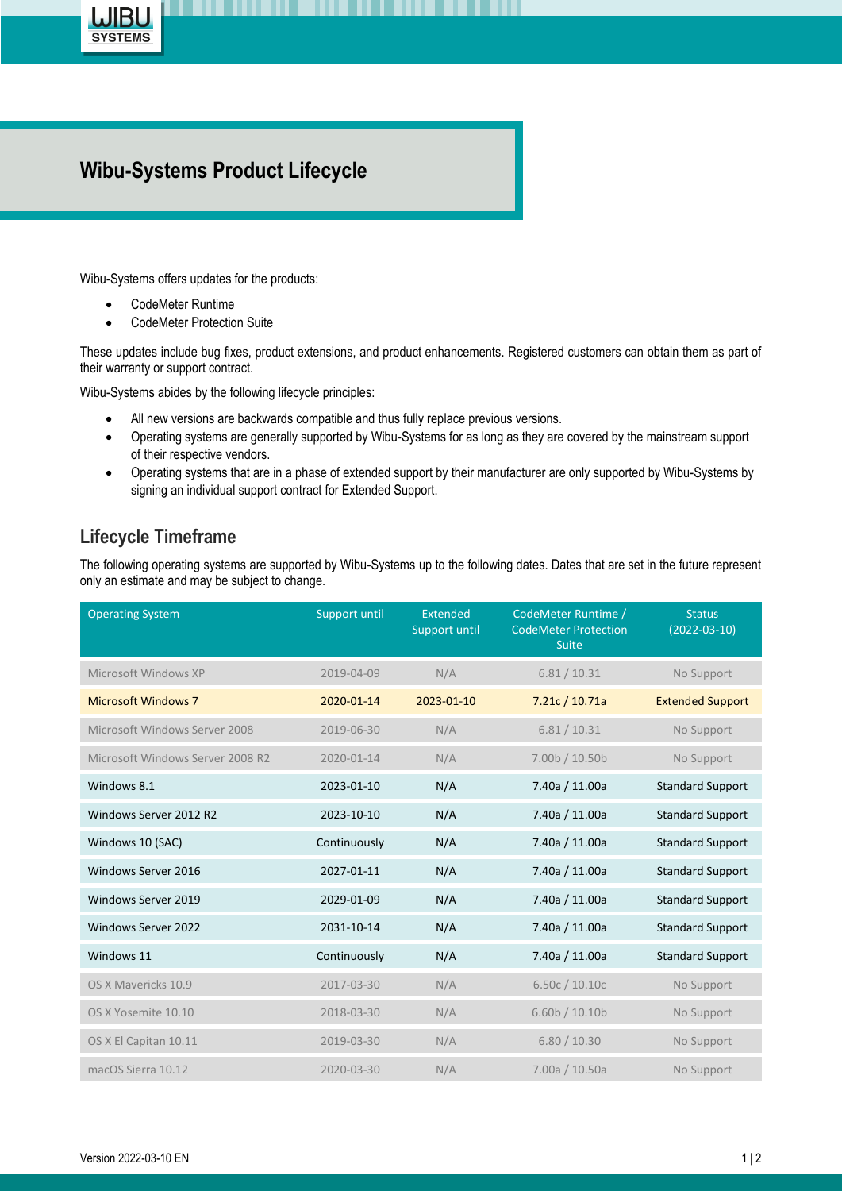# Wibu-Systems Product Lifecycle

Wibu-Systems offers updates for the products:

- CodeMeter Runtime
- CodeMeter Protection Suite

These updates include bug fixes, product extensions, and product enhancements. Registered customers can obtain them as part of their warranty or support contract.

Wibu-Systems abides by the following lifecycle principles:

- All new versions are backwards compatible and thus fully replace previous versions.
- Operating systems are generally supported by Wibu-Systems for as long as they are covered by the mainstream support of their respective vendors.
- Operating systems that are in a phase of extended support by their manufacturer are only supported by Wibu-Systems by signing an individual support contract for Extended Support.

## Lifecycle Timeframe

The following operating systems are supported by Wibu-Systems up to the following dates. Dates that are set in the future represent only an estimate and may be subject to change.

| Operating System | Support until | Extended Support until | CodeMeter Runtime / CodeMeter Protection Suite | Status (2022-03-10) |
|---|---|---|---|---|
| Microsoft Windows XP | 2019-04-09 | N/A | 6.81 / 10.31 | No Support |
| Microsoft Windows 7 | 2020-01-14 | 2023-01-10 | 7.21c / 10.71a | Extended Support |
| Microsoft Windows Server 2008 | 2019-06-30 | N/A | 6.81 / 10.31 | No Support |
| Microsoft Windows Server 2008 R2 | 2020-01-14 | N/A | 7.00b / 10.50b | No Support |
| Windows 8.1 | 2023-01-10 | N/A | 7.40a / 11.00a | Standard Support |
| Windows Server 2012 R2 | 2023-10-10 | N/A | 7.40a / 11.00a | Standard Support |
| Windows 10 (SAC) | Continuously | N/A | 7.40a / 11.00a | Standard Support |
| Windows Server 2016 | 2027-01-11 | N/A | 7.40a / 11.00a | Standard Support |
| Windows Server 2019 | 2029-01-09 | N/A | 7.40a / 11.00a | Standard Support |
| Windows Server 2022 | 2031-10-14 | N/A | 7.40a / 11.00a | Standard Support |
| Windows 11 | Continuously | N/A | 7.40a / 11.00a | Standard Support |
| OS X Mavericks 10.9 | 2017-03-30 | N/A | 6.50c / 10.10c | No Support |
| OS X Yosemite 10.10 | 2018-03-30 | N/A | 6.60b / 10.10b | No Support |
| OS X El Capitan 10.11 | 2019-03-30 | N/A | 6.80 / 10.30 | No Support |
| macOS Sierra 10.12 | 2020-03-30 | N/A | 7.00a / 10.50a | No Support |

Version 2022-03-10 EN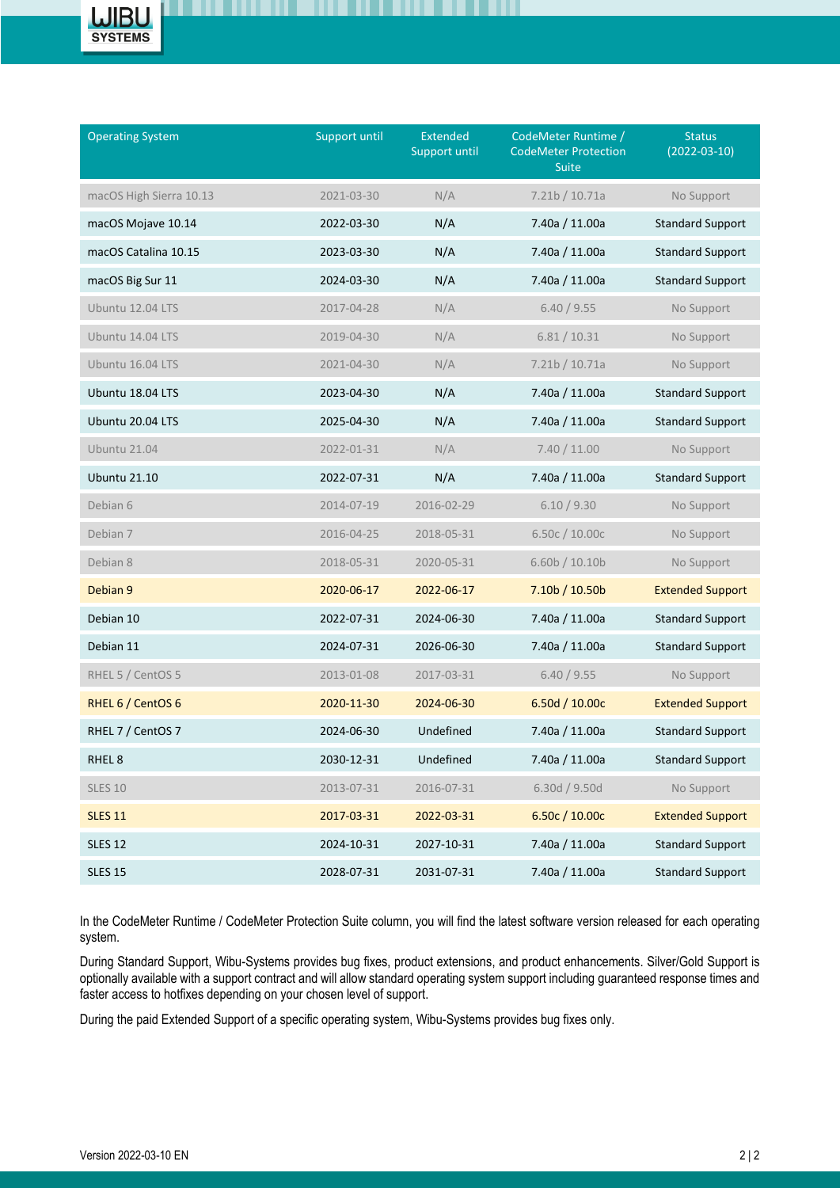| Operating System | Support until | Extended Support until | CodeMeter Runtime / CodeMeter Protection Suite | Status (2022-03-10) |
|---|---|---|---|---|
| macOS High Sierra 10.13 | 2021-03-30 | N/A | 7.21b / 10.71a | No Support |
| macOS Mojave 10.14 | 2022-03-30 | N/A | 7.40a / 11.00a | Standard Support |
| macOS Catalina 10.15 | 2023-03-30 | N/A | 7.40a / 11.00a | Standard Support |
| macOS Big Sur 11 | 2024-03-30 | N/A | 7.40a / 11.00a | Standard Support |
| Ubuntu 12.04 LTS | 2017-04-28 | N/A | 6.40 / 9.55 | No Support |
| Ubuntu 14.04 LTS | 2019-04-30 | N/A | 6.81 / 10.31 | No Support |
| Ubuntu 16.04 LTS | 2021-04-30 | N/A | 7.21b / 10.71a | No Support |
| Ubuntu 18.04 LTS | 2023-04-30 | N/A | 7.40a / 11.00a | Standard Support |
| Ubuntu 20.04 LTS | 2025-04-30 | N/A | 7.40a / 11.00a | Standard Support |
| Ubuntu 21.04 | 2022-01-31 | N/A | 7.40 / 11.00 | No Support |
| Ubuntu 21.10 | 2022-07-31 | N/A | 7.40a / 11.00a | Standard Support |
| Debian 6 | 2014-07-19 | 2016-02-29 | 6.10 / 9.30 | No Support |
| Debian 7 | 2016-04-25 | 2018-05-31 | 6.50c / 10.00c | No Support |
| Debian 8 | 2018-05-31 | 2020-05-31 | 6.60b / 10.10b | No Support |
| Debian 9 | 2020-06-17 | 2022-06-17 | 7.10b / 10.50b | Extended Support |
| Debian 10 | 2022-07-31 | 2024-06-30 | 7.40a / 11.00a | Standard Support |
| Debian 11 | 2024-07-31 | 2026-06-30 | 7.40a / 11.00a | Standard Support |
| RHEL 5 / CentOS 5 | 2013-01-08 | 2017-03-31 | 6.40 / 9.55 | No Support |
| RHEL 6 / CentOS 6 | 2020-11-30 | 2024-06-30 | 6.50d / 10.00c | Extended Support |
| RHEL 7 / CentOS 7 | 2024-06-30 | Undefined | 7.40a / 11.00a | Standard Support |
| RHEL 8 | 2030-12-31 | Undefined | 7.40a / 11.00a | Standard Support |
| SLES 10 | 2013-07-31 | 2016-07-31 | 6.30d / 9.50d | No Support |
| SLES 11 | 2017-03-31 | 2022-03-31 | 6.50c / 10.00c | Extended Support |
| SLES 12 | 2024-10-31 | 2027-10-31 | 7.40a / 11.00a | Standard Support |
| SLES 15 | 2028-07-31 | 2031-07-31 | 7.40a / 11.00a | Standard Support |

In the CodeMeter Runtime / CodeMeter Protection Suite column, you will find the latest software version released for each operating system.

During Standard Support, Wibu-Systems provides bug fixes, product extensions, and product enhancements. Silver/Gold Support is optionally available with a support contract and will allow standard operating system support including guaranteed response times and faster access to hotfixes depending on your chosen level of support.

During the paid Extended Support of a specific operating system, Wibu-Systems provides bug fixes only.

Version 2022-03-10 EN